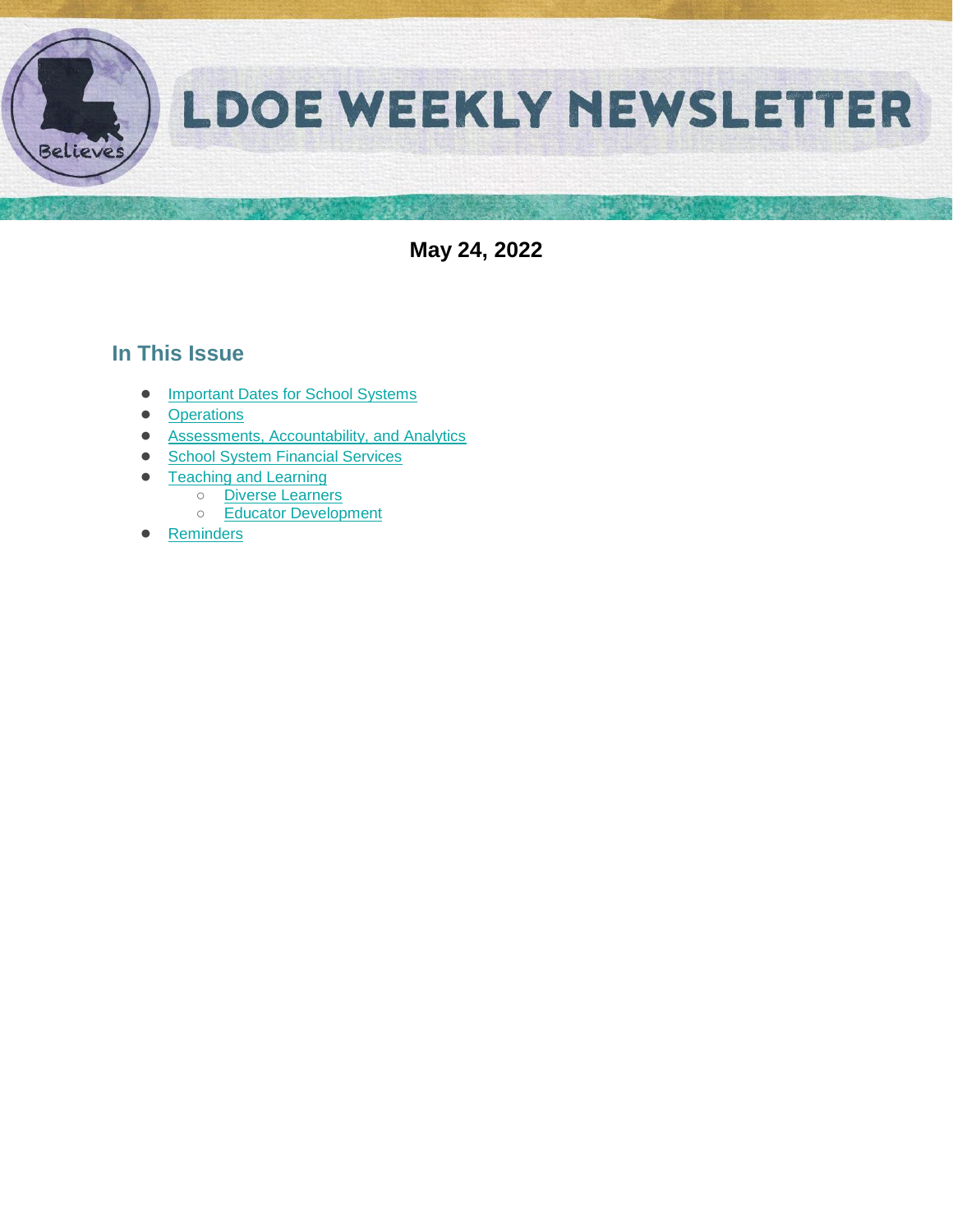# LDOE WEEKLY NEWSLETTER

**May 24, 2022**

## In This Issue

- Important Dates for School Systems
- Operations
- Assessments, Accountability, and Analytics
- School System Financial Services
- Teaching and Learning
  - Diverse Learners
  - Educator Development
- Reminders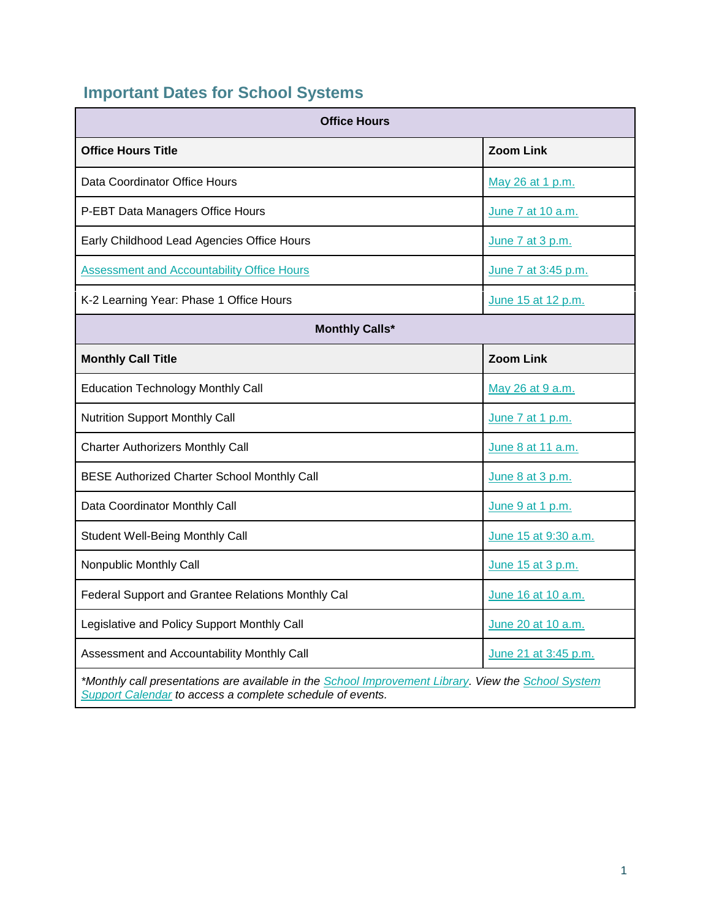## Important Dates for School Systems

| Office Hours | |
|---|---|
| **Office Hours Title** | **Zoom Link** |
| Data Coordinator Office Hours | May 26 at 1 p.m. |
| P-EBT Data Managers Office Hours | June 7 at 10 a.m. |
| Early Childhood Lead Agencies Office Hours | June 7 at 3 p.m. |
| Assessment and Accountability Office Hours | June 7 at 3:45 p.m. |
| K-2 Learning Year: Phase 1 Office Hours | June 15 at 12 p.m. |
| **Monthly Calls*** | |
| **Monthly Call Title** | **Zoom Link** |
| Education Technology Monthly Call | May 26 at 9 a.m. |
| Nutrition Support Monthly Call | June 7 at 1 p.m. |
| Charter Authorizers Monthly Call | June 8 at 11 a.m. |
| BESE Authorized Charter School Monthly Call | June 8 at 3 p.m. |
| Data Coordinator Monthly Call | June 9 at 1 p.m. |
| Student Well-Being Monthly Call | June 15 at 9:30 a.m. |
| Nonpublic Monthly Call | June 15 at 3 p.m. |
| Federal Support and Grantee Relations Monthly Cal | June 16 at 10 a.m. |
| Legislative and Policy Support Monthly Call | June 20 at 10 a.m. |
| Assessment and Accountability Monthly Call | June 21 at 3:45 p.m. |

*\*Monthly call presentations are available in the School Improvement Library. View the School System Support Calendar to access a complete schedule of events.*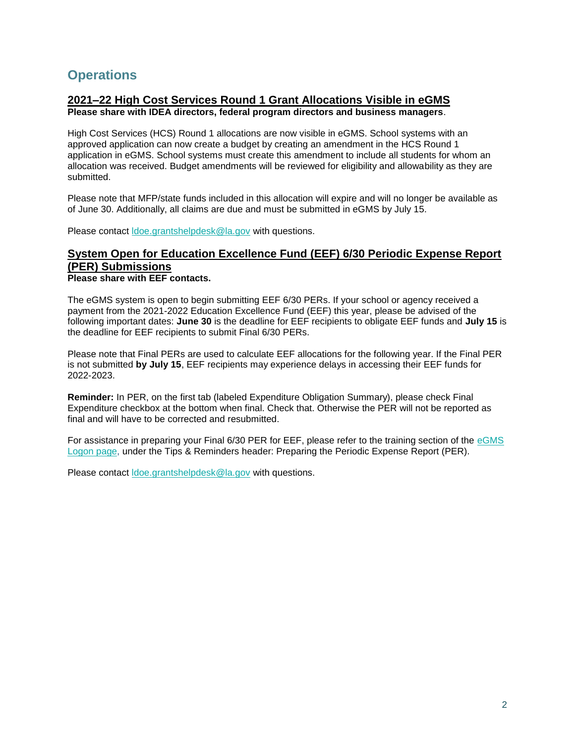# Operations

## 2021–22 High Cost Services Round 1 Grant Allocations Visible in eGMS

**Please share with IDEA directors, federal program directors and business managers**.

High Cost Services (HCS) Round 1 allocations are now visible in eGMS. School systems with an approved application can now create a budget by creating an amendment in the HCS Round 1 application in eGMS. School systems must create this amendment to include all students for whom an allocation was received. Budget amendments will be reviewed for eligibility and allowability as they are submitted.

Please note that MFP/state funds included in this allocation will expire and will no longer be available as of June 30. Additionally, all claims are due and must be submitted in eGMS by July 15.

Please contact [ldoe.grantshelpdesk@la.gov](mailto:ldoe.grantshelpdesk@la.gov) with questions.

## System Open for Education Excellence Fund (EEF) 6/30 Periodic Expense Report (PER) Submissions

**Please share with EEF contacts.**

The eGMS system is open to begin submitting EEF 6/30 PERs. If your school or agency received a payment from the 2021-2022 Education Excellence Fund (EEF) this year, please be advised of the following important dates: **June 30** is the deadline for EEF recipients to obligate EEF funds and **July 15** is the deadline for EEF recipients to submit Final 6/30 PERs.

Please note that Final PERs are used to calculate EEF allocations for the following year. If the Final PER is not submitted **by July 15**, EEF recipients may experience delays in accessing their EEF funds for 2022-2023.

**Reminder:** In PER, on the first tab (labeled Expenditure Obligation Summary), please check Final Expenditure checkbox at the bottom when final. Check that. Otherwise the PER will not be reported as final and will have to be corrected and resubmitted.

For assistance in preparing your Final 6/30 PER for EEF, please refer to the training section of the eGMS Logon page, under the Tips & Reminders header: Preparing the Periodic Expense Report (PER).

Please contact [ldoe.grantshelpdesk@la.gov](mailto:ldoe.grantshelpdesk@la.gov) with questions.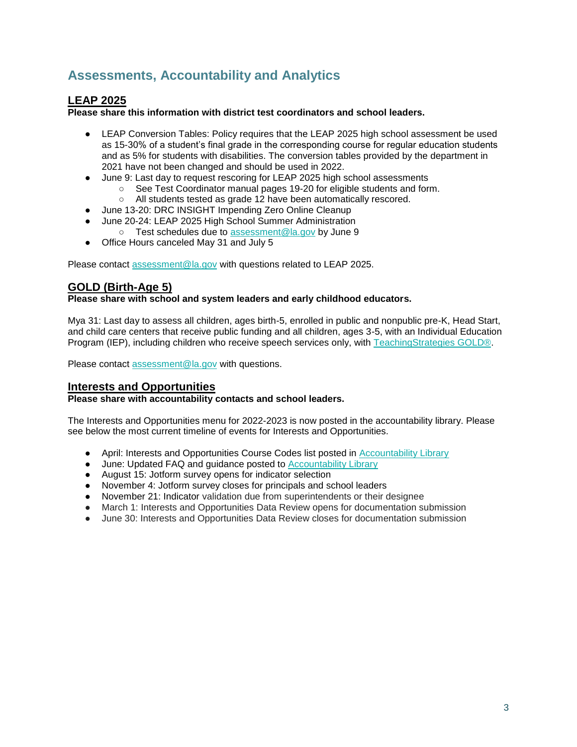# Assessments, Accountability and Analytics

## LEAP 2025

**Please share this information with district test coordinators and school leaders.**

- LEAP Conversion Tables: Policy requires that the LEAP 2025 high school assessment be used as 15-30% of a student's final grade in the corresponding course for regular education students and as 5% for students with disabilities. The conversion tables provided by the department in 2021 have not been changed and should be used in 2022.
- June 9: Last day to request rescoring for LEAP 2025 high school assessments
  - See Test Coordinator manual pages 19-20 for eligible students and form.
  - All students tested as grade 12 have been automatically rescored.
- June 13-20: DRC INSIGHT Impending Zero Online Cleanup
- June 20-24: LEAP 2025 High School Summer Administration
  - Test schedules due to assessment@la.gov by June 9
- Office Hours canceled May 31 and July 5

Please contact assessment@la.gov with questions related to LEAP 2025.

## GOLD (Birth-Age 5)

**Please share with school and system leaders and early childhood educators.**

Mya 31: Last day to assess all children, ages birth-5, enrolled in public and nonpublic pre-K, Head Start, and child care centers that receive public funding and all children, ages 3-5, with an Individual Education Program (IEP), including children who receive speech services only, with TeachingStrategies GOLD®.

Please contact assessment@la.gov with questions.

## Interests and Opportunities

**Please share with accountability contacts and school leaders.**

The Interests and Opportunities menu for 2022-2023 is now posted in the accountability library. Please see below the most current timeline of events for Interests and Opportunities.

- April: Interests and Opportunities Course Codes list posted in Accountability Library
- June: Updated FAQ and guidance posted to Accountability Library
- August 15: Jotform survey opens for indicator selection
- November 4: Jotform survey closes for principals and school leaders
- November 21: Indicator validation due from superintendents or their designee
- March 1: Interests and Opportunities Data Review opens for documentation submission
- June 30: Interests and Opportunities Data Review closes for documentation submission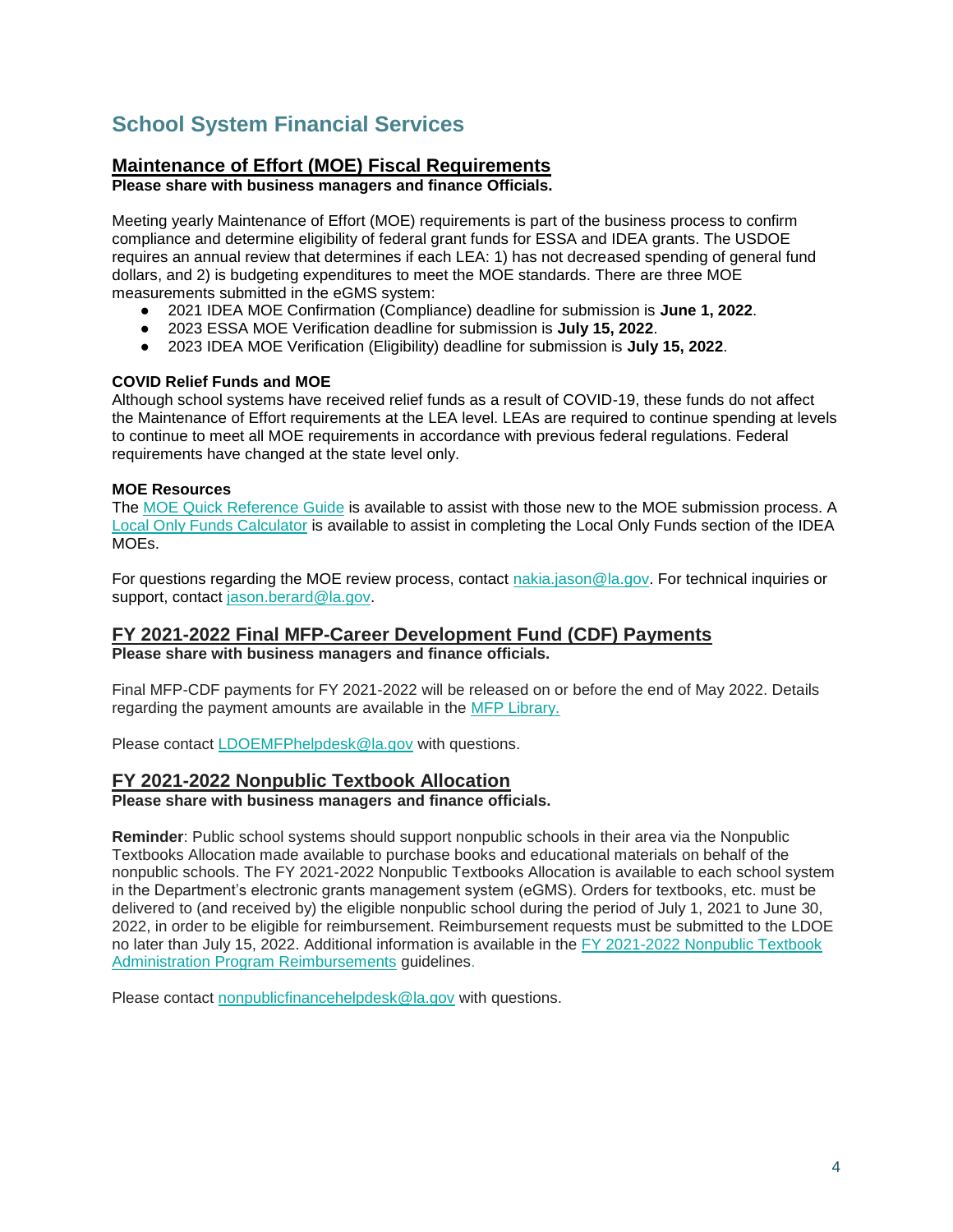# School System Financial Services

## Maintenance of Effort (MOE) Fiscal Requirements

**Please share with business managers and finance Officials.**

Meeting yearly Maintenance of Effort (MOE) requirements is part of the business process to confirm compliance and determine eligibility of federal grant funds for ESSA and IDEA grants. The USDOE requires an annual review that determines if each LEA: 1) has not decreased spending of general fund dollars, and 2) is budgeting expenditures to meet the MOE standards. There are three MOE measurements submitted in the eGMS system:

- 2021 IDEA MOE Confirmation (Compliance) deadline for submission is **June 1, 2022**.
- 2023 ESSA MOE Verification deadline for submission is **July 15, 2022**.
- 2023 IDEA MOE Verification (Eligibility) deadline for submission is **July 15, 2022**.

**COVID Relief Funds and MOE**

Although school systems have received relief funds as a result of COVID-19, these funds do not affect the Maintenance of Effort requirements at the LEA level. LEAs are required to continue spending at levels to continue to meet all MOE requirements in accordance with previous federal regulations. Federal requirements have changed at the state level only.

**MOE Resources**

The MOE Quick Reference Guide is available to assist with those new to the MOE submission process. A Local Only Funds Calculator is available to assist in completing the Local Only Funds section of the IDEA MOEs.

For questions regarding the MOE review process, contact nakia.jason@la.gov. For technical inquiries or support, contact jason.berard@la.gov.

## FY 2021-2022 Final MFP-Career Development Fund (CDF) Payments

**Please share with business managers and finance officials.**

Final MFP-CDF payments for FY 2021-2022 will be released on or before the end of May 2022. Details regarding the payment amounts are available in the MFP Library.

Please contact LDOEMFPhelpdesk@la.gov with questions.

## FY 2021-2022 Nonpublic Textbook Allocation

**Please share with business managers and finance officials.**

**Reminder**: Public school systems should support nonpublic schools in their area via the Nonpublic Textbooks Allocation made available to purchase books and educational materials on behalf of the nonpublic schools. The FY 2021-2022 Nonpublic Textbooks Allocation is available to each school system in the Department's electronic grants management system (eGMS). Orders for textbooks, etc. must be delivered to (and received by) the eligible nonpublic school during the period of July 1, 2021 to June 30, 2022, in order to be eligible for reimbursement. Reimbursement requests must be submitted to the LDOE no later than July 15, 2022. Additional information is available in the FY 2021-2022 Nonpublic Textbook Administration Program Reimbursements guidelines.

Please contact nonpublicfinancehelpdesk@la.gov with questions.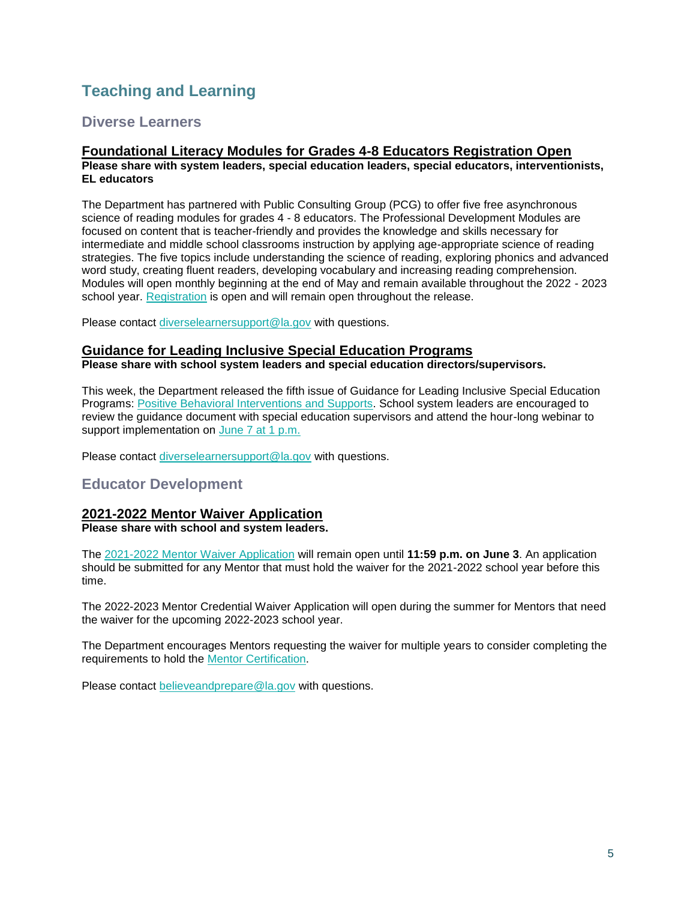# Teaching and Learning

## Diverse Learners

### Foundational Literacy Modules for Grades 4-8 Educators Registration Open

**Please share with system leaders, special education leaders, special educators, interventionists, EL educators**

The Department has partnered with Public Consulting Group (PCG) to offer five free asynchronous science of reading modules for grades 4 - 8 educators. The Professional Development Modules are focused on content that is teacher-friendly and provides the knowledge and skills necessary for intermediate and middle school classrooms instruction by applying age-appropriate science of reading strategies. The five topics include understanding the science of reading, exploring phonics and advanced word study, creating fluent readers, developing vocabulary and increasing reading comprehension. Modules will open monthly beginning at the end of May and remain available throughout the 2022 - 2023 school year. Registration is open and will remain open throughout the release.

Please contact diverselearnersupport@la.gov with questions.

### Guidance for Leading Inclusive Special Education Programs

**Please share with school system leaders and special education directors/supervisors.**

This week, the Department released the fifth issue of Guidance for Leading Inclusive Special Education Programs: Positive Behavioral Interventions and Supports. School system leaders are encouraged to review the guidance document with special education supervisors and attend the hour-long webinar to support implementation on June 7 at 1 p.m.

Please contact diverselearnersupport@la.gov with questions.

## Educator Development

### 2021-2022 Mentor Waiver Application

**Please share with school and system leaders.**

The 2021-2022 Mentor Waiver Application will remain open until **11:59 p.m. on June 3**. An application should be submitted for any Mentor that must hold the waiver for the 2021-2022 school year before this time.

The 2022-2023 Mentor Credential Waiver Application will open during the summer for Mentors that need the waiver for the upcoming 2022-2023 school year.

The Department encourages Mentors requesting the waiver for multiple years to consider completing the requirements to hold the Mentor Certification.

Please contact believeandprepare@la.gov with questions.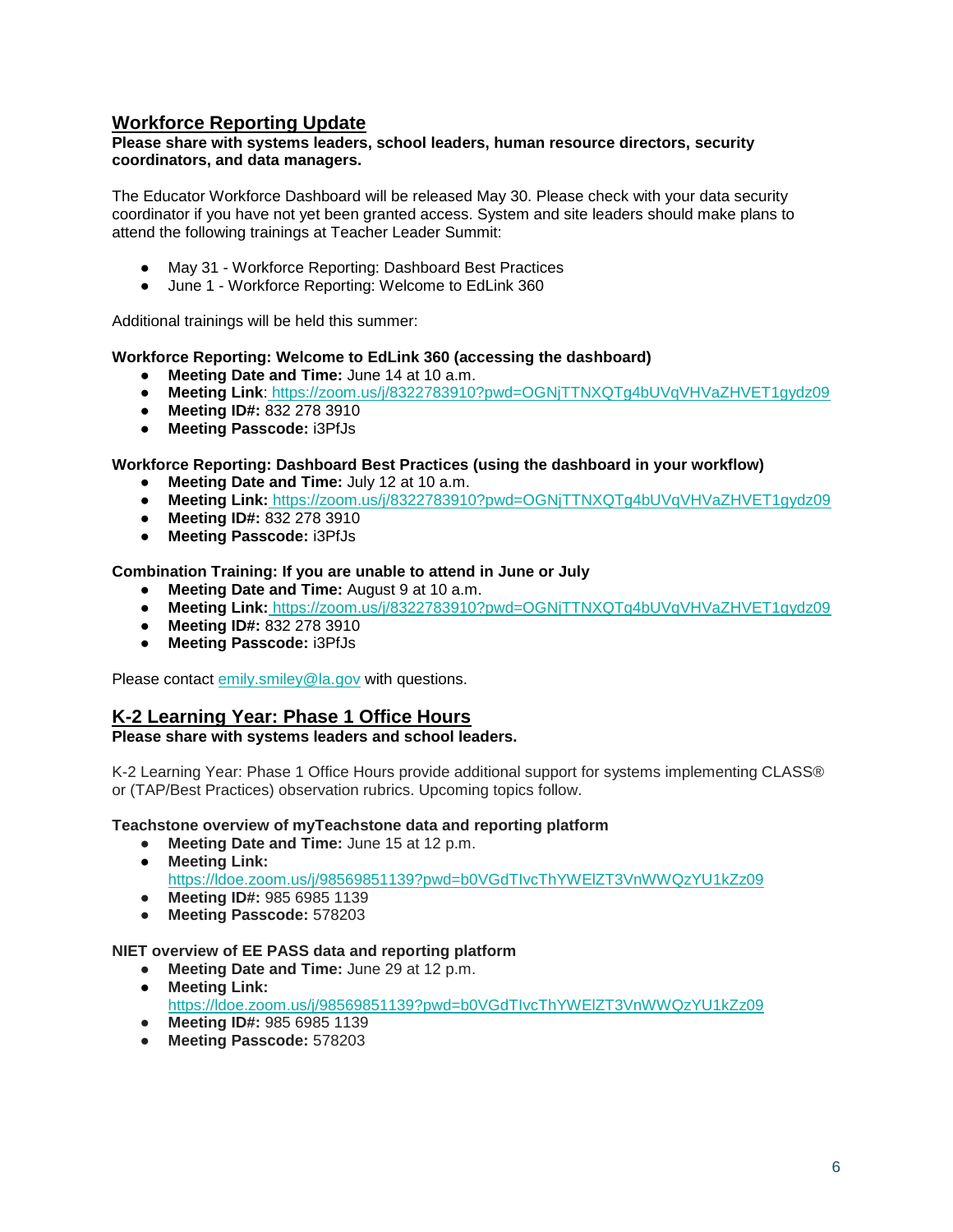## Workforce Reporting Update

**Please share with systems leaders, school leaders, human resource directors, security coordinators, and data managers.**

The Educator Workforce Dashboard will be released May 30. Please check with your data security coordinator if you have not yet been granted access. System and site leaders should make plans to attend the following trainings at Teacher Leader Summit:

- May 31 - Workforce Reporting: Dashboard Best Practices
- June 1 - Workforce Reporting: Welcome to EdLink 360

Additional trainings will be held this summer:

**Workforce Reporting: Welcome to EdLink 360 (accessing the dashboard)**

- **Meeting Date and Time:** June 14 at 10 a.m.
- **Meeting Link**: https://zoom.us/j/8322783910?pwd=OGNjTTNXQTg4bUVqVHVaZHVET1gydz09
- **Meeting ID#:** 832 278 3910
- **Meeting Passcode:** i3PfJs

**Workforce Reporting: Dashboard Best Practices (using the dashboard in your workflow)**

- **Meeting Date and Time:** July 12 at 10 a.m.
- **Meeting Link:** https://zoom.us/j/8322783910?pwd=OGNjTTNXQTg4bUVqVHVaZHVET1gydz09
- **Meeting ID#:** 832 278 3910
- **Meeting Passcode:** i3PfJs

**Combination Training: If you are unable to attend in June or July**

- **Meeting Date and Time:** August 9 at 10 a.m.
- **Meeting Link:** https://zoom.us/j/8322783910?pwd=OGNjTTNXQTg4bUVqVHVaZHVET1gydz09
- **Meeting ID#:** 832 278 3910
- **Meeting Passcode:** i3PfJs

Please contact emily.smiley@la.gov with questions.

## K-2 Learning Year: Phase 1 Office Hours

**Please share with systems leaders and school leaders.**

K-2 Learning Year: Phase 1 Office Hours provide additional support for systems implementing CLASS® or (TAP/Best Practices) observation rubrics. Upcoming topics follow.

**Teachstone overview of myTeachstone data and reporting platform**

- **Meeting Date and Time:** June 15 at 12 p.m.
- **Meeting Link:** https://ldoe.zoom.us/j/98569851139?pwd=b0VGdTIvcThYWElZT3VnWWQzYU1kZz09
- **Meeting ID#:** 985 6985 1139
- **Meeting Passcode:** 578203

**NIET overview of EE PASS data and reporting platform**

- **Meeting Date and Time:** June 29 at 12 p.m.
- **Meeting Link:** https://ldoe.zoom.us/j/98569851139?pwd=b0VGdTIvcThYWElZT3VnWWQzYU1kZz09
- **Meeting ID#:** 985 6985 1139
- **Meeting Passcode:** 578203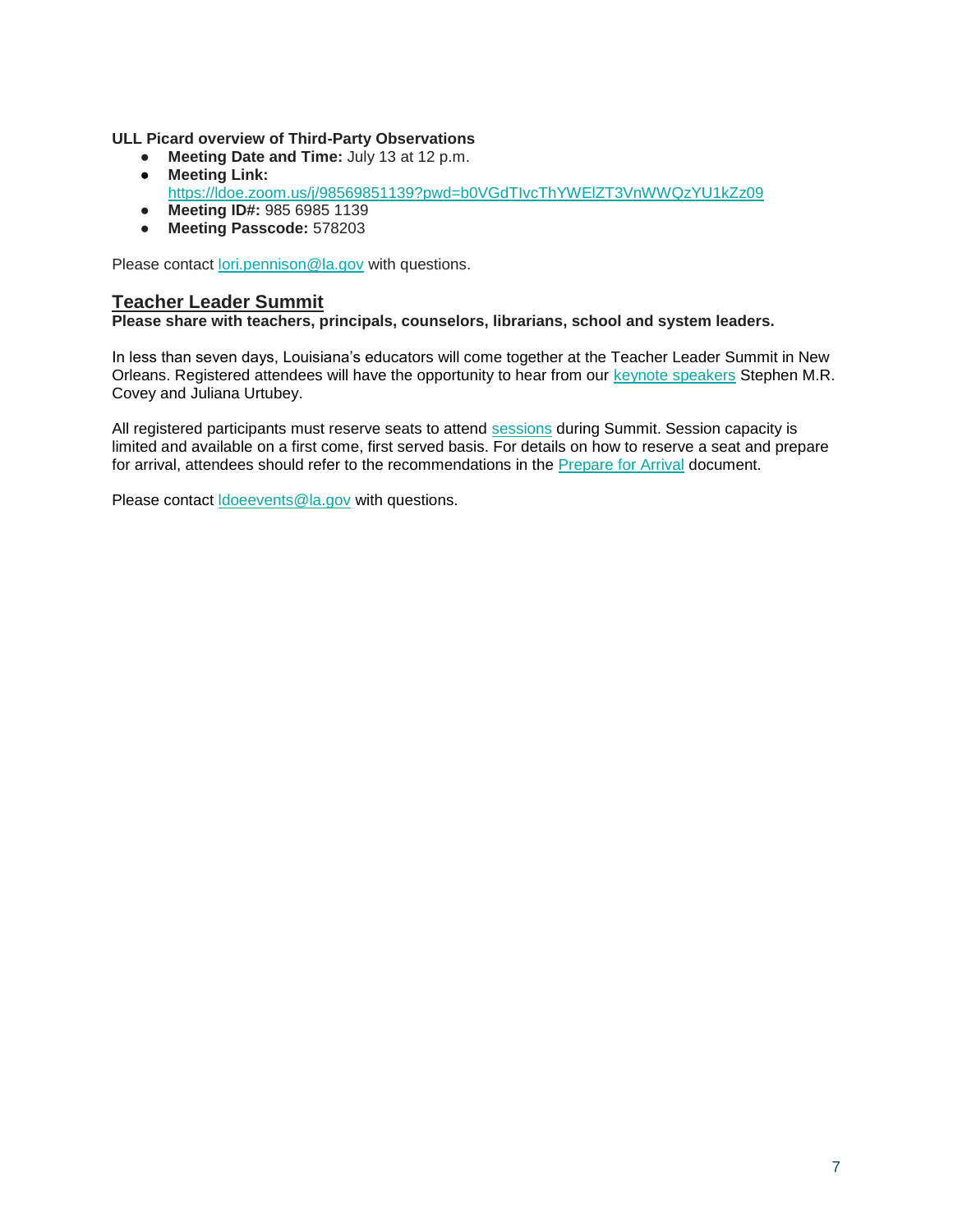**ULL Picard overview of Third-Party Observations**

- **Meeting Date and Time:** July 13 at 12 p.m.
- **Meeting Link:** [https://ldoe.zoom.us/j/98569851139?pwd=b0VGdTIvcThYWElZT3VnWWQzYU1kZz09](https://ldoe.zoom.us/j/98569851139?pwd=b0VGdTIvcThYWElZT3VnWWQzYU1kZz09)
- **Meeting ID#:** 985 6985 1139
- **Meeting Passcode:** 578203

Please contact [lori.pennison@la.gov](mailto:lori.pennison@la.gov) with questions.

## Teacher Leader Summit

**Please share with teachers, principals, counselors, librarians, school and system leaders.**

In less than seven days, Louisiana's educators will come together at the Teacher Leader Summit in New Orleans. Registered attendees will have the opportunity to hear from our keynote speakers Stephen M.R. Covey and Juliana Urtubey.

All registered participants must reserve seats to attend sessions during Summit. Session capacity is limited and available on a first come, first served basis. For details on how to reserve a seat and prepare for arrival, attendees should refer to the recommendations in the Prepare for Arrival document.

Please contact [ldoeevents@la.gov](mailto:ldoeevents@la.gov) with questions.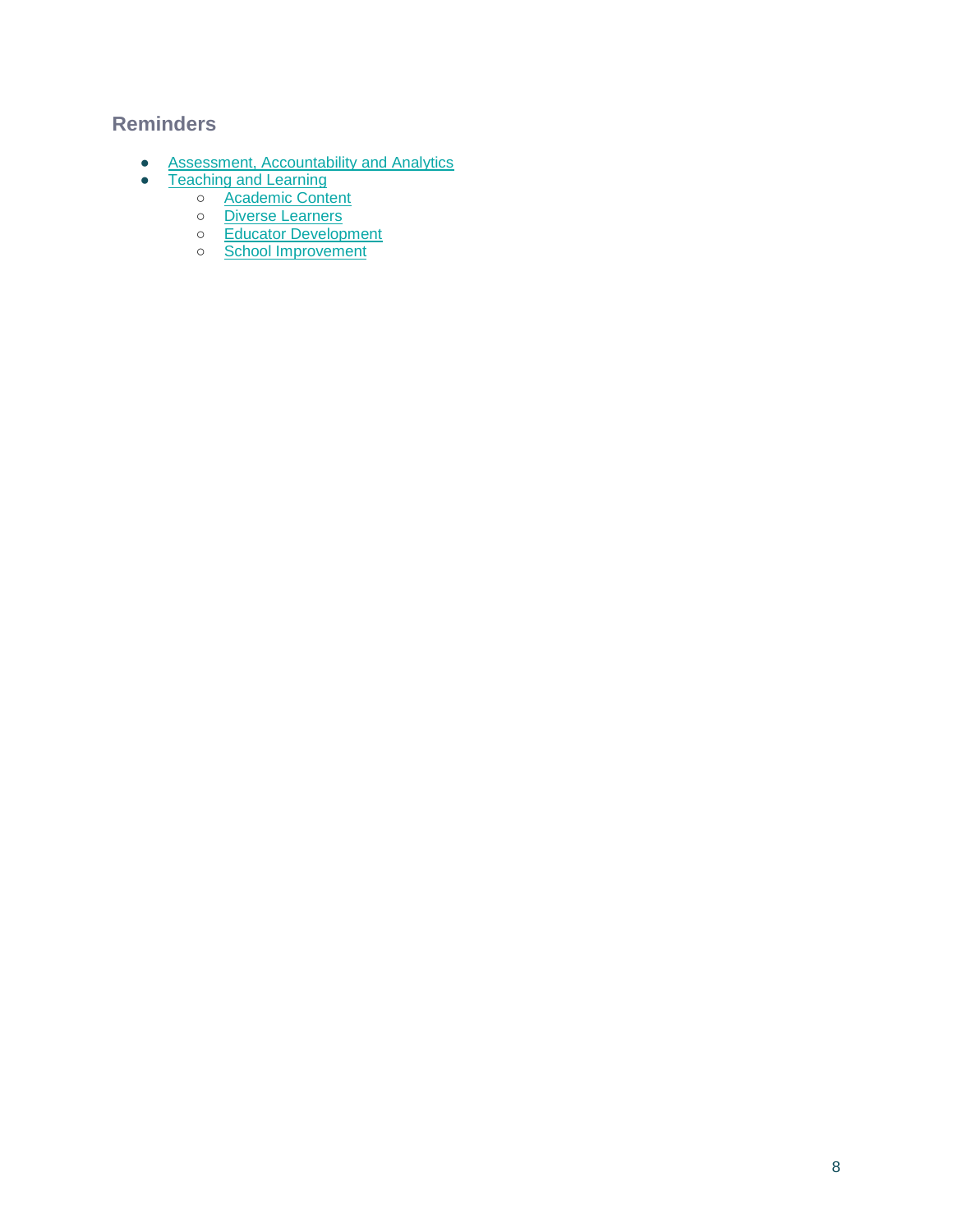## Reminders

- Assessment, Accountability and Analytics
- Teaching and Learning
    - Academic Content
    - Diverse Learners
    - Educator Development
    - School Improvement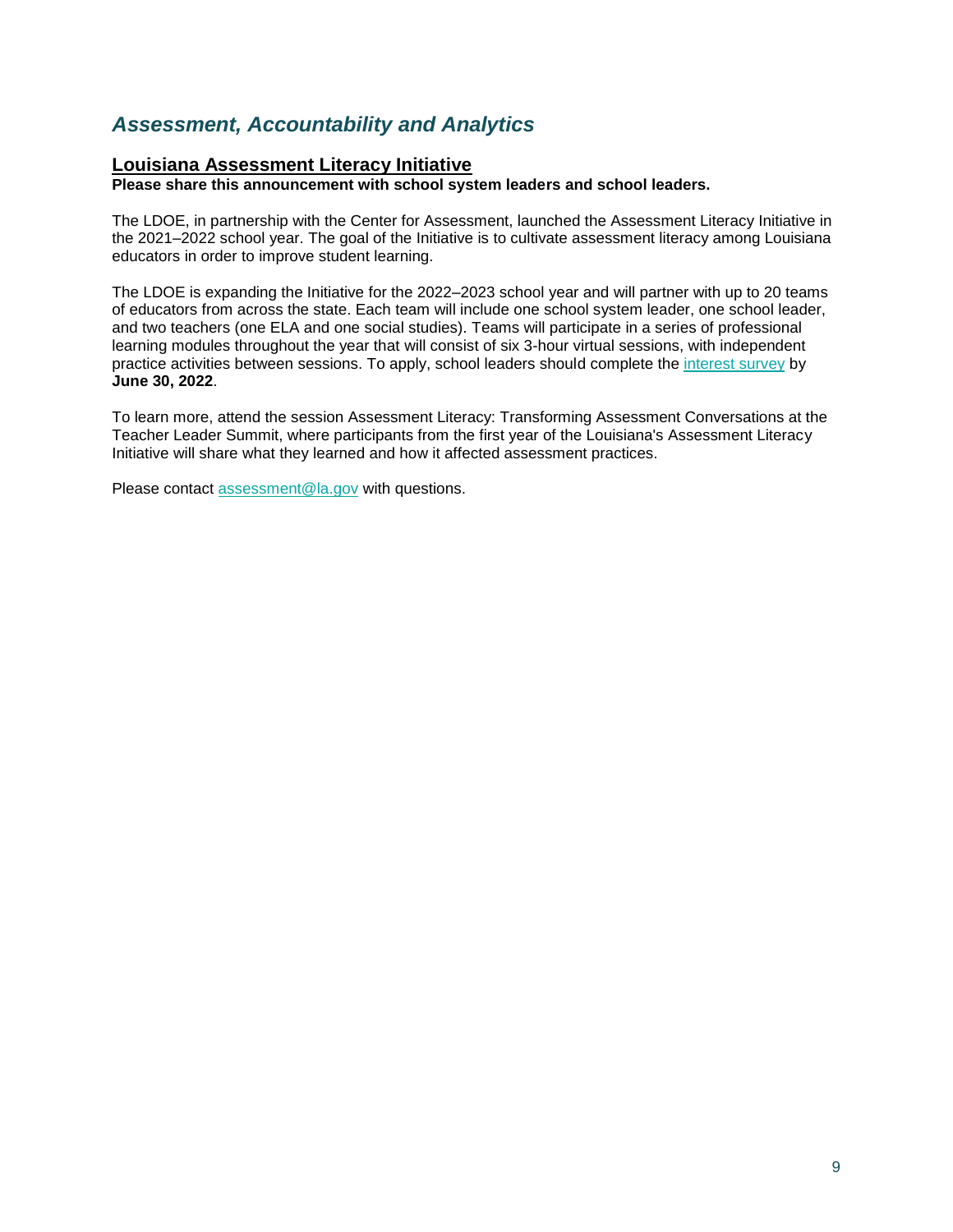## *Assessment, Accountability and Analytics*

### Louisiana Assessment Literacy Initiative

**Please share this announcement with school system leaders and school leaders.**

The LDOE, in partnership with the Center for Assessment, launched the Assessment Literacy Initiative in the 2021–2022 school year. The goal of the Initiative is to cultivate assessment literacy among Louisiana educators in order to improve student learning.

The LDOE is expanding the Initiative for the 2022–2023 school year and will partner with up to 20 teams of educators from across the state. Each team will include one school system leader, one school leader, and two teachers (one ELA and one social studies). Teams will participate in a series of professional learning modules throughout the year that will consist of six 3-hour virtual sessions, with independent practice activities between sessions. To apply, school leaders should complete the interest survey by **June 30, 2022**.

To learn more, attend the session Assessment Literacy: Transforming Assessment Conversations at the Teacher Leader Summit, where participants from the first year of the Louisiana's Assessment Literacy Initiative will share what they learned and how it affected assessment practices.

Please contact assessment@la.gov with questions.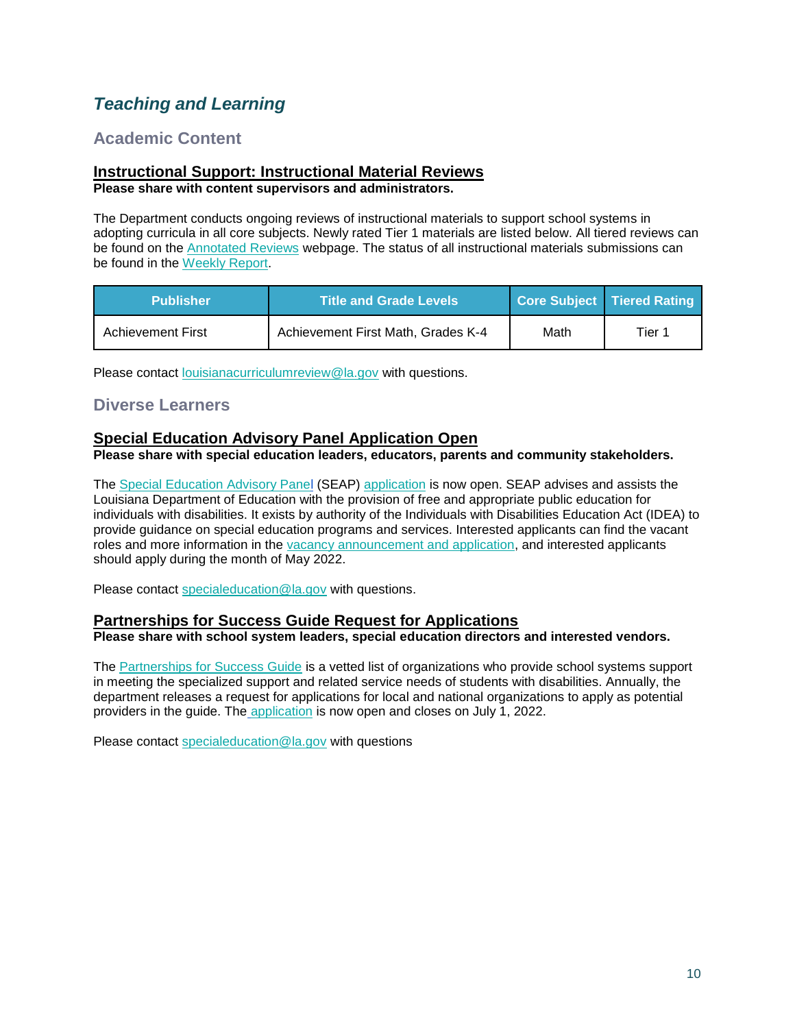## *Teaching and Learning*

### Academic Content

**Instructional Support: Instructional Material Reviews**

**Please share with content supervisors and administrators.**

The Department conducts ongoing reviews of instructional materials to support school systems in adopting curricula in all core subjects. Newly rated Tier 1 materials are listed below. All tiered reviews can be found on the Annotated Reviews webpage. The status of all instructional materials submissions can be found in the Weekly Report.

| Publisher | Title and Grade Levels | Core Subject | Tiered Rating |
| --- | --- | --- | --- |
| Achievement First | Achievement First Math, Grades K-4 | Math | Tier 1 |

Please contact louisianacurriculumreview@la.gov with questions.

### Diverse Learners

**Special Education Advisory Panel Application Open**

**Please share with special education leaders, educators, parents and community stakeholders.**

The Special Education Advisory Panel (SEAP) application is now open. SEAP advises and assists the Louisiana Department of Education with the provision of free and appropriate public education for individuals with disabilities. It exists by authority of the Individuals with Disabilities Education Act (IDEA) to provide guidance on special education programs and services. Interested applicants can find the vacant roles and more information in the vacancy announcement and application, and interested applicants should apply during the month of May 2022.

Please contact specialeducation@la.gov with questions.

**Partnerships for Success Guide Request for Applications**

**Please share with school system leaders, special education directors and interested vendors.**

The Partnerships for Success Guide is a vetted list of organizations who provide school systems support in meeting the specialized support and related service needs of students with disabilities. Annually, the department releases a request for applications for local and national organizations to apply as potential providers in the guide. The application is now open and closes on July 1, 2022.

Please contact specialeducation@la.gov with questions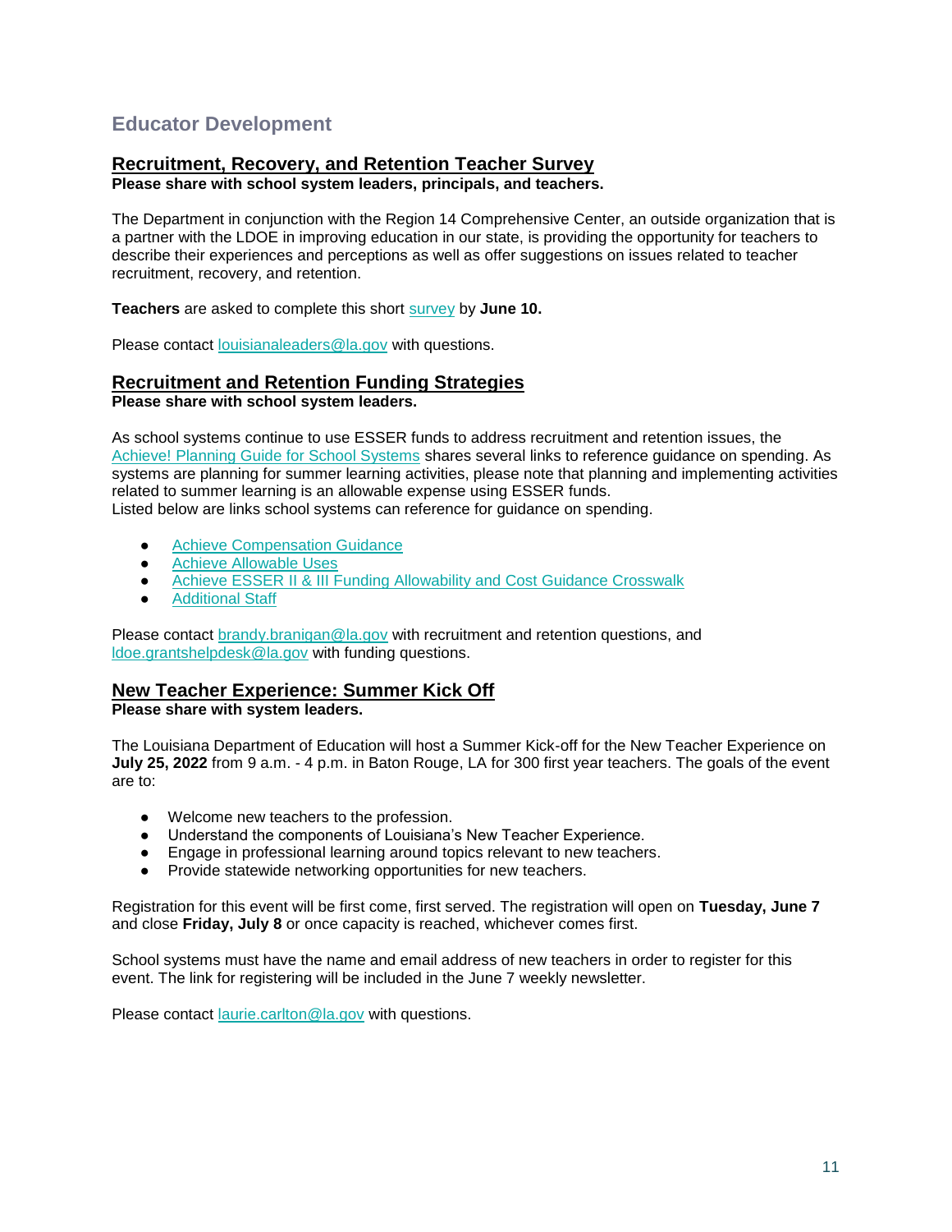## Educator Development

### Recruitment, Recovery, and Retention Teacher Survey

**Please share with school system leaders, principals, and teachers.**

The Department in conjunction with the Region 14 Comprehensive Center, an outside organization that is a partner with the LDOE in improving education in our state, is providing the opportunity for teachers to describe their experiences and perceptions as well as offer suggestions on issues related to teacher recruitment, recovery, and retention.

**Teachers** are asked to complete this short survey by **June 10.**

Please contact louisianaleaders@la.gov with questions.

### Recruitment and Retention Funding Strategies

**Please share with school system leaders.**

As school systems continue to use ESSER funds to address recruitment and retention issues, the Achieve! Planning Guide for School Systems shares several links to reference guidance on spending. As systems are planning for summer learning activities, please note that planning and implementing activities related to summer learning is an allowable expense using ESSER funds.
Listed below are links school systems can reference for guidance on spending.

- Achieve Compensation Guidance
- Achieve Allowable Uses
- Achieve ESSER II & III Funding Allowability and Cost Guidance Crosswalk
- Additional Staff

Please contact brandy.branigan@la.gov with recruitment and retention questions, and ldoe.grantshelpdesk@la.gov with funding questions.

### New Teacher Experience: Summer Kick Off

**Please share with system leaders.**

The Louisiana Department of Education will host a Summer Kick-off for the New Teacher Experience on **July 25, 2022** from 9 a.m. - 4 p.m. in Baton Rouge, LA for 300 first year teachers. The goals of the event are to:

- Welcome new teachers to the profession.
- Understand the components of Louisiana's New Teacher Experience.
- Engage in professional learning around topics relevant to new teachers.
- Provide statewide networking opportunities for new teachers.

Registration for this event will be first come, first served. The registration will open on **Tuesday, June 7** and close **Friday, July 8** or once capacity is reached, whichever comes first.

School systems must have the name and email address of new teachers in order to register for this event. The link for registering will be included in the June 7 weekly newsletter.

Please contact laurie.carlton@la.gov with questions.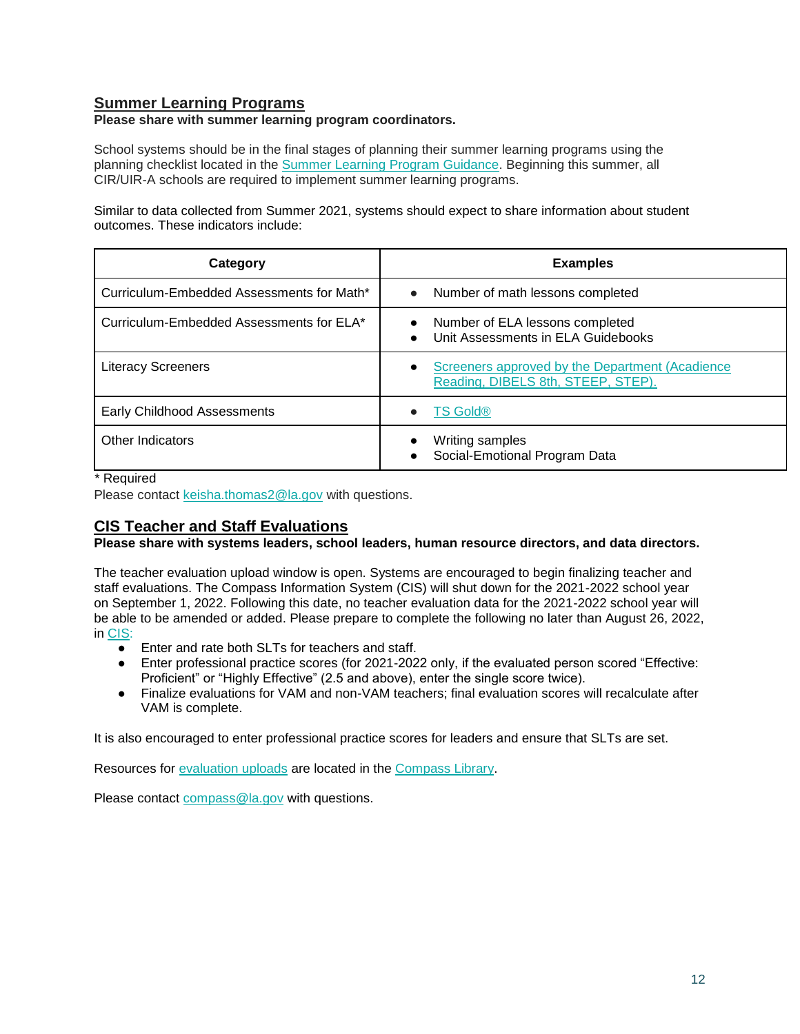## Summer Learning Programs

**Please share with summer learning program coordinators.**

School systems should be in the final stages of planning their summer learning programs using the planning checklist located in the Summer Learning Program Guidance. Beginning this summer, all CIR/UIR-A schools are required to implement summer learning programs.

Similar to data collected from Summer 2021, systems should expect to share information about student outcomes. These indicators include:

| Category | Examples |
|---|---|
| Curriculum-Embedded Assessments for Math* | • Number of math lessons completed |
| Curriculum-Embedded Assessments for ELA* | • Number of ELA lessons completed<br>• Unit Assessments in ELA Guidebooks |
| Literacy Screeners | • Screeners approved by the Department (Acadience Reading, DIBELS 8th, STEEP, STEP). |
| Early Childhood Assessments | • TS Gold® |
| Other Indicators | • Writing samples<br>• Social-Emotional Program Data |

\* Required

Please contact keisha.thomas2@la.gov with questions.

## CIS Teacher and Staff Evaluations

**Please share with systems leaders, school leaders, human resource directors, and data directors.**

The teacher evaluation upload window is open. Systems are encouraged to begin finalizing teacher and staff evaluations. The Compass Information System (CIS) will shut down for the 2021-2022 school year on September 1, 2022. Following this date, no teacher evaluation data for the 2021-2022 school year will be able to be amended or added. Please prepare to complete the following no later than August 26, 2022, in CIS:

- Enter and rate both SLTs for teachers and staff.
- Enter professional practice scores (for 2021-2022 only, if the evaluated person scored "Effective: Proficient" or "Highly Effective" (2.5 and above), enter the single score twice).
- Finalize evaluations for VAM and non-VAM teachers; final evaluation scores will recalculate after VAM is complete.

It is also encouraged to enter professional practice scores for leaders and ensure that SLTs are set.

Resources for evaluation uploads are located in the Compass Library.

Please contact compass@la.gov with questions.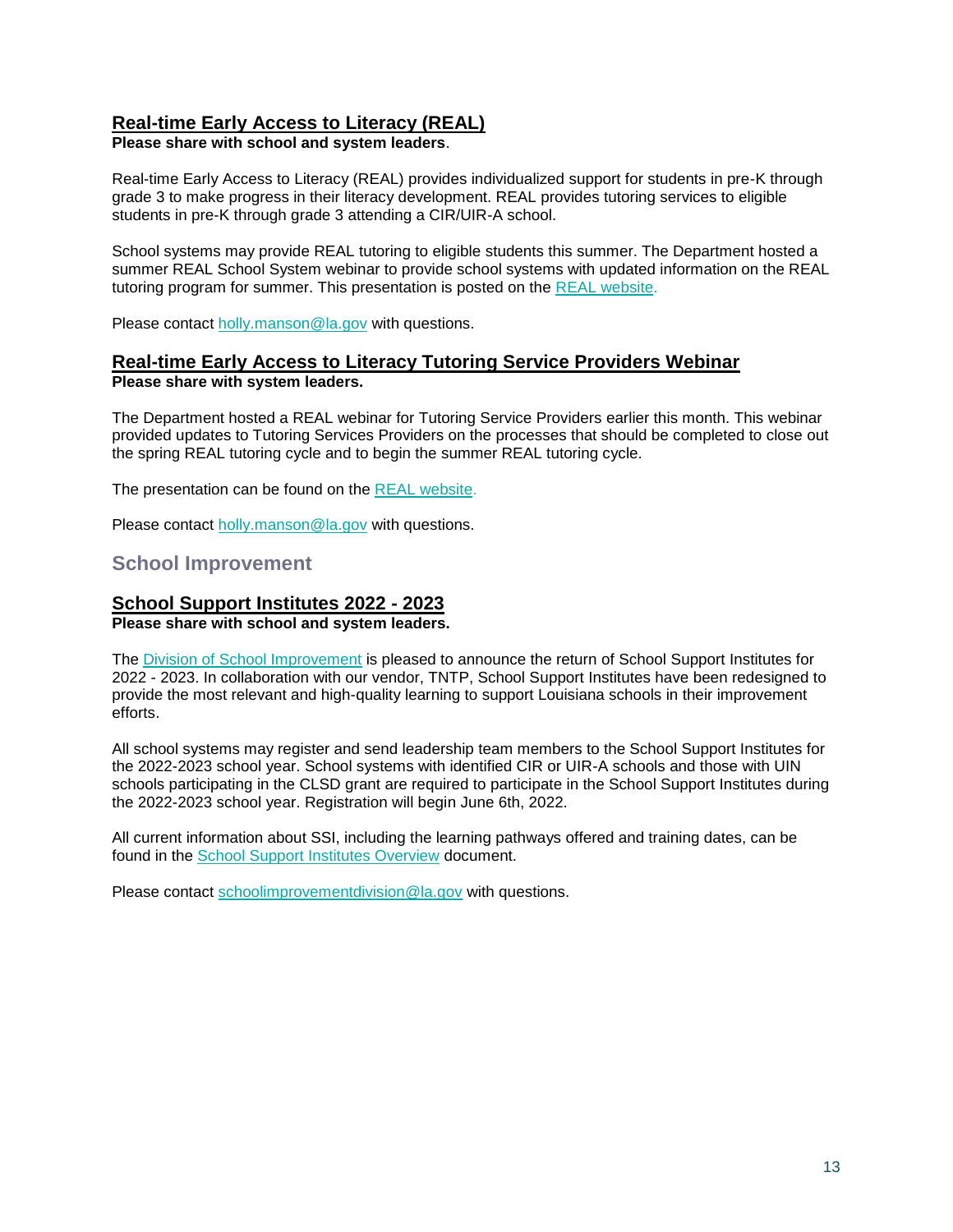## Real-time Early Access to Literacy (REAL)

**Please share with school and system leaders**.

Real-time Early Access to Literacy (REAL) provides individualized support for students in pre-K through grade 3 to make progress in their literacy development. REAL provides tutoring services to eligible students in pre-K through grade 3 attending a CIR/UIR-A school.

School systems may provide REAL tutoring to eligible students this summer. The Department hosted a summer REAL School System webinar to provide school systems with updated information on the REAL tutoring program for summer. This presentation is posted on the REAL website.

Please contact holly.manson@la.gov with questions.

## Real-time Early Access to Literacy Tutoring Service Providers Webinar

**Please share with system leaders.**

The Department hosted a REAL webinar for Tutoring Service Providers earlier this month. This webinar provided updates to Tutoring Services Providers on the processes that should be completed to close out the spring REAL tutoring cycle and to begin the summer REAL tutoring cycle.

The presentation can be found on the REAL website.

Please contact holly.manson@la.gov with questions.

# School Improvement

## School Support Institutes 2022 - 2023

**Please share with school and system leaders.**

The Division of School Improvement is pleased to announce the return of School Support Institutes for 2022 - 2023. In collaboration with our vendor, TNTP, School Support Institutes have been redesigned to provide the most relevant and high-quality learning to support Louisiana schools in their improvement efforts.

All school systems may register and send leadership team members to the School Support Institutes for the 2022-2023 school year. School systems with identified CIR or UIR-A schools and those with UIN schools participating in the CLSD grant are required to participate in the School Support Institutes during the 2022-2023 school year. Registration will begin June 6th, 2022.

All current information about SSI, including the learning pathways offered and training dates, can be found in the School Support Institutes Overview document.

Please contact schoolimprovementdivision@la.gov with questions.